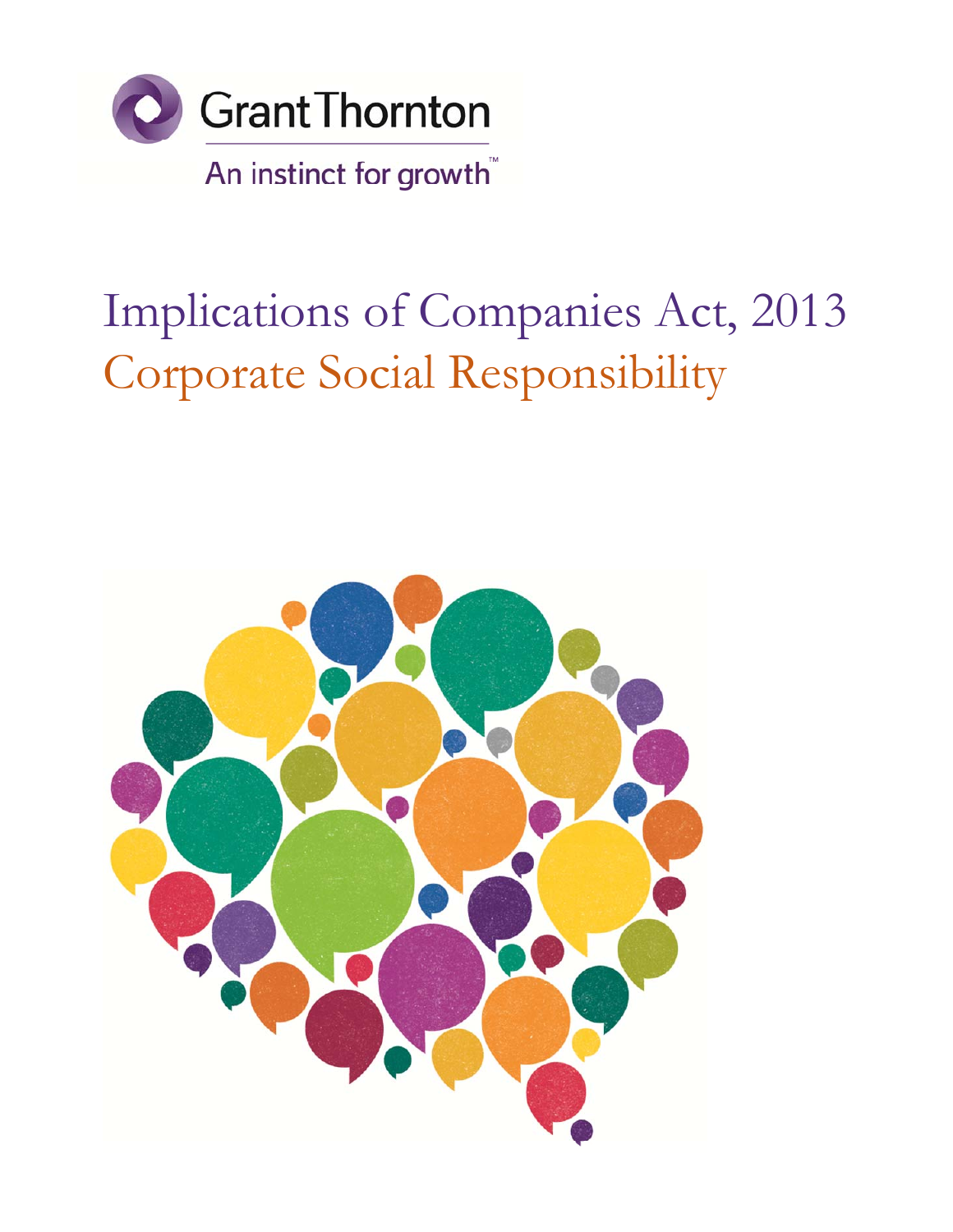Grant Thornton

An instinct for growth™

# Implications of Companies Act, 2013

## Corporate Social Responsibility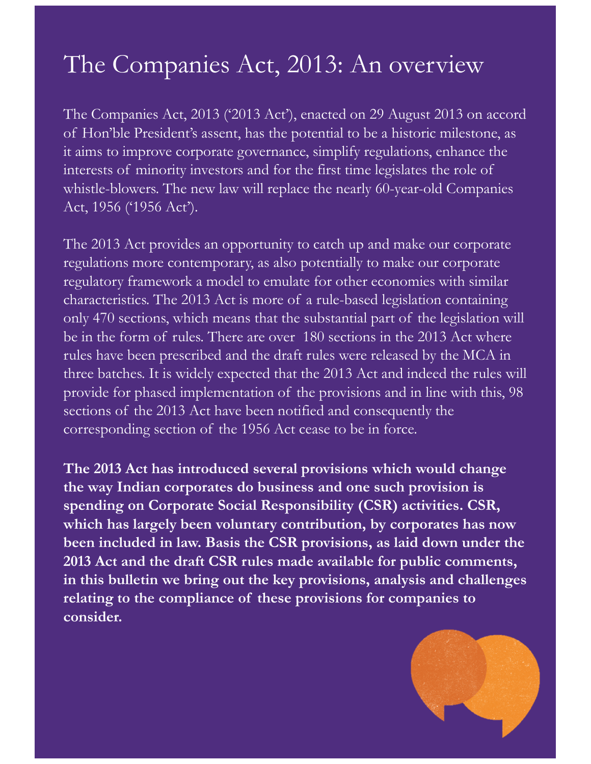# The Companies Act, 2013: An overview

The Companies Act, 2013 ('2013 Act'), enacted on 29 August 2013 on accord of Hon'ble President's assent, has the potential to be a historic milestone, as it aims to improve corporate governance, simplify regulations, enhance the interests of minority investors and for the first time legislates the role of whistle-blowers. The new law will replace the nearly 60-year-old Companies Act, 1956 ('1956 Act').

The 2013 Act provides an opportunity to catch up and make our corporate regulations more contemporary, as also potentially to make our corporate regulatory framework a model to emulate for other economies with similar characteristics. The 2013 Act is more of a rule-based legislation containing only 470 sections, which means that the substantial part of the legislation will be in the form of rules. There are over 180 sections in the 2013 Act where rules have been prescribed and the draft rules were released by the MCA in three batches. It is widely expected that the 2013 Act and indeed the rules will provide for phased implementation of the provisions and in line with this, 98 sections of the 2013 Act have been notified and consequently the corresponding section of the 1956 Act cease to be in force.

**The 2013 Act has introduced several provisions which would change the way Indian corporates do business and one such provision is spending on Corporate Social Responsibility (CSR) activities. CSR, which has largely been voluntary contribution, by corporates has now been included in law. Basis the CSR provisions, as laid down under the 2013 Act and the draft CSR rules made available for public comments, in this bulletin we bring out the key provisions, analysis and challenges relating to the compliance of these provisions for companies to consider.**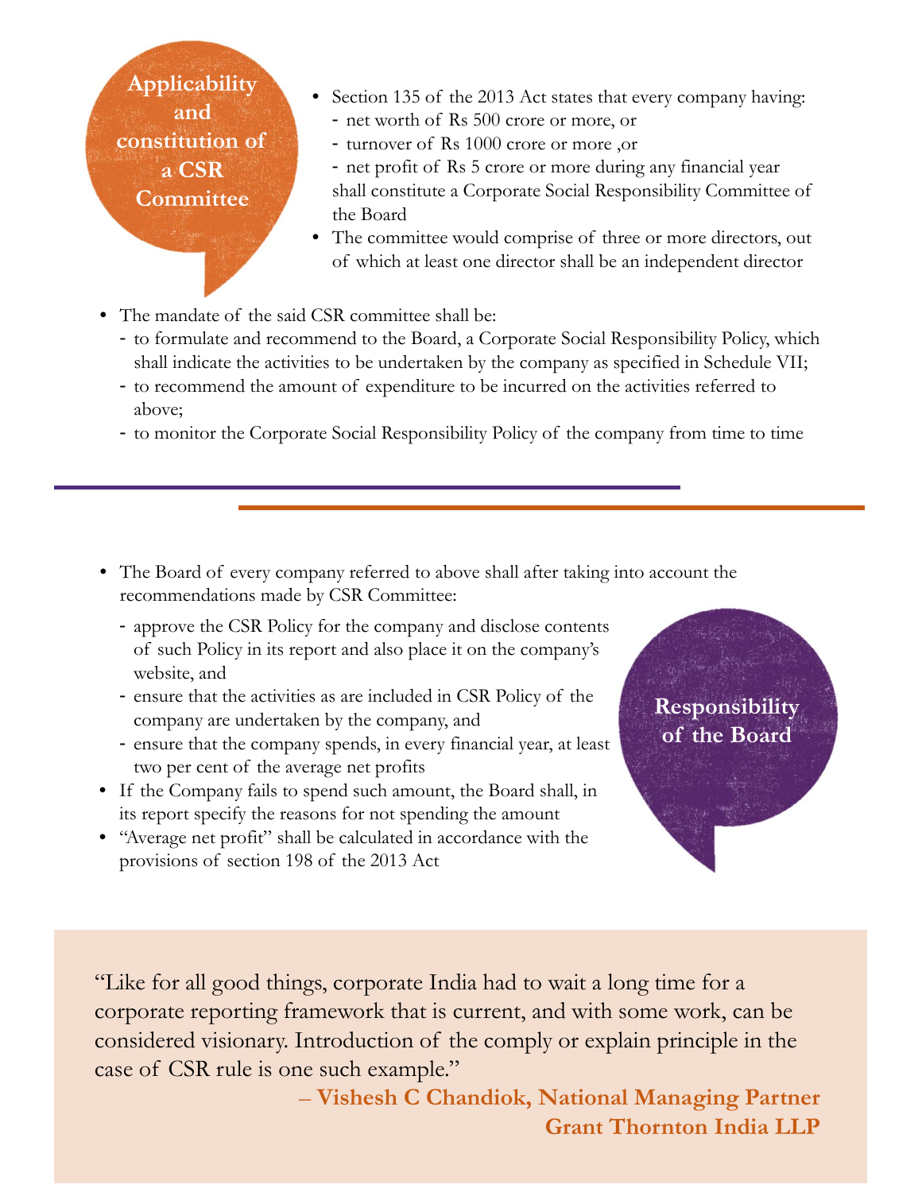## Applicability and constitution of a CSR Committee

- Section 135 of the 2013 Act states that every company having:
  - net worth of Rs 500 crore or more, or
  - turnover of Rs 1000 crore or more ,or
  - net profit of Rs 5 crore or more during any financial year

  shall constitute a Corporate Social Responsibility Committee of the Board
- The committee would comprise of three or more directors, out of which at least one director shall be an independent director
- The mandate of the said CSR committee shall be:
  - to formulate and recommend to the Board, a Corporate Social Responsibility Policy, which shall indicate the activities to be undertaken by the company as specified in Schedule VII;
  - to recommend the amount of expenditure to be incurred on the activities referred to above;
  - to monitor the Corporate Social Responsibility Policy of the company from time to time

## Responsibility of the Board

- The Board of every company referred to above shall after taking into account the recommendations made by CSR Committee:
  - approve the CSR Policy for the company and disclose contents of such Policy in its report and also place it on the company's website, and
  - ensure that the activities as are included in CSR Policy of the company are undertaken by the company, and
  - ensure that the company spends, in every financial year, at least two per cent of the average net profits
- If the Company fails to spend such amount, the Board shall, in its report specify the reasons for not spending the amount
- "Average net profit" shall be calculated in accordance with the provisions of section 198 of the 2013 Act

"Like for all good things, corporate India had to wait a long time for a corporate reporting framework that is current, and with some work, can be considered visionary. Introduction of the comply or explain principle in the case of CSR rule is one such example."

**– Vishesh C Chandiok, National Managing Partner**
**Grant Thornton India LLP**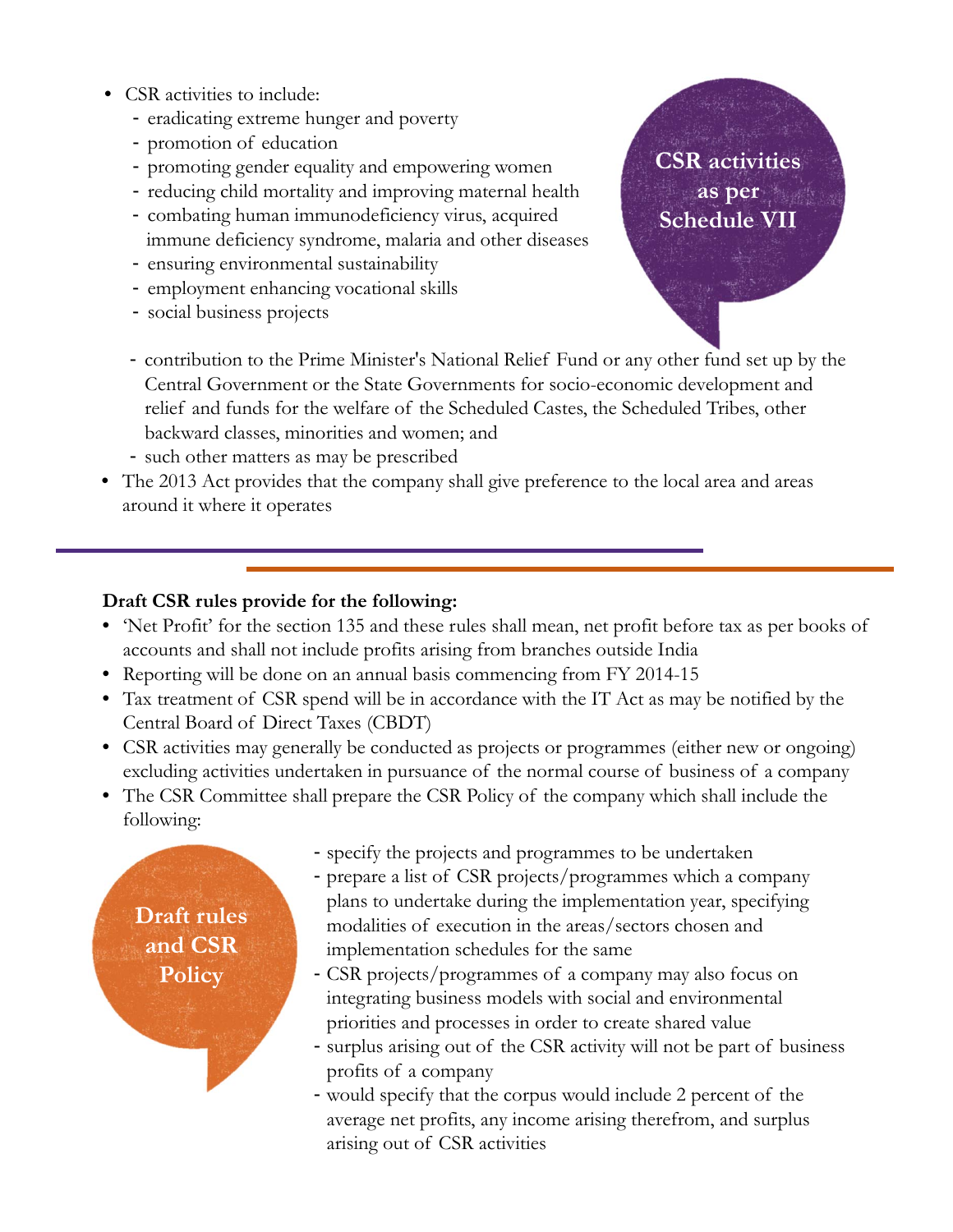## CSR activities as per Schedule VII

- CSR activities to include:
  - eradicating extreme hunger and poverty
  - promotion of education
  - promoting gender equality and empowering women
  - reducing child mortality and improving maternal health
  - combating human immunodeficiency virus, acquired immune deficiency syndrome, malaria and other diseases
  - ensuring environmental sustainability
  - employment enhancing vocational skills
  - social business projects
  - contribution to the Prime Minister's National Relief Fund or any other fund set up by the Central Government or the State Governments for socio-economic development and relief and funds for the welfare of the Scheduled Castes, the Scheduled Tribes, other backward classes, minorities and women; and
  - such other matters as may be prescribed
- The 2013 Act provides that the company shall give preference to the local area and areas around it where it operates

---

## Draft rules and CSR Policy

**Draft CSR rules provide for the following:**

- 'Net Profit' for the section 135 and these rules shall mean, net profit before tax as per books of accounts and shall not include profits arising from branches outside India
- Reporting will be done on an annual basis commencing from FY 2014-15
- Tax treatment of CSR spend will be in accordance with the IT Act as may be notified by the Central Board of Direct Taxes (CBDT)
- CSR activities may generally be conducted as projects or programmes (either new or ongoing) excluding activities undertaken in pursuance of the normal course of business of a company
- The CSR Committee shall prepare the CSR Policy of the company which shall include the following:
  - specify the projects and programmes to be undertaken
  - prepare a list of CSR projects/programmes which a company plans to undertake during the implementation year, specifying modalities of execution in the areas/sectors chosen and implementation schedules for the same
  - CSR projects/programmes of a company may also focus on integrating business models with social and environmental priorities and processes in order to create shared value
  - surplus arising out of the CSR activity will not be part of business profits of a company
  - would specify that the corpus would include 2 percent of the average net profits, any income arising therefrom, and surplus arising out of CSR activities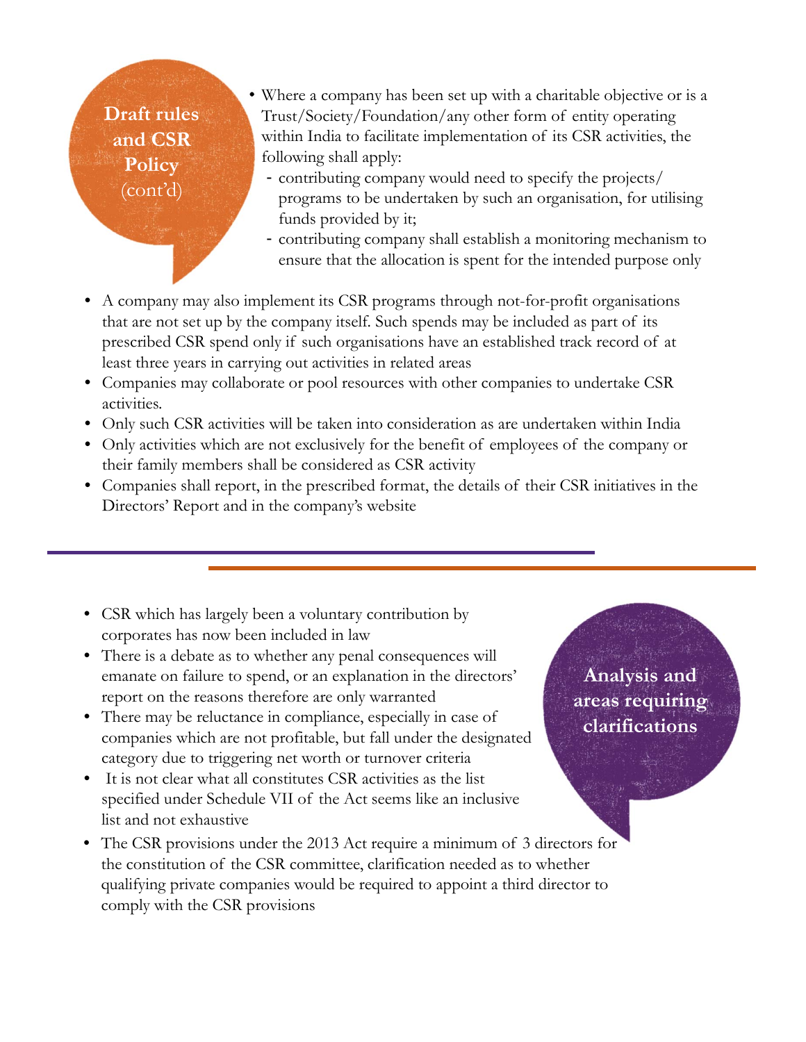## Draft rules and CSR Policy (cont'd)

- Where a company has been set up with a charitable objective or is a Trust/Society/Foundation/any other form of entity operating within India to facilitate implementation of its CSR activities, the following shall apply:
  - contributing company would need to specify the projects/ programs to be undertaken by such an organisation, for utilising funds provided by it;
  - contributing company shall establish a monitoring mechanism to ensure that the allocation is spent for the intended purpose only
- A company may also implement its CSR programs through not-for-profit organisations that are not set up by the company itself. Such spends may be included as part of its prescribed CSR spend only if such organisations have an established track record of at least three years in carrying out activities in related areas
- Companies may collaborate or pool resources with other companies to undertake CSR activities.
- Only such CSR activities will be taken into consideration as are undertaken within India
- Only activities which are not exclusively for the benefit of employees of the company or their family members shall be considered as CSR activity
- Companies shall report, in the prescribed format, the details of their CSR initiatives in the Directors' Report and in the company's website

## Analysis and areas requiring clarifications

- CSR which has largely been a voluntary contribution by corporates has now been included in law
- There is a debate as to whether any penal consequences will emanate on failure to spend, or an explanation in the directors' report on the reasons therefore are only warranted
- There may be reluctance in compliance, especially in case of companies which are not profitable, but fall under the designated category due to triggering net worth or turnover criteria
- It is not clear what all constitutes CSR activities as the list specified under Schedule VII of the Act seems like an inclusive list and not exhaustive
- The CSR provisions under the 2013 Act require a minimum of 3 directors for the constitution of the CSR committee, clarification needed as to whether qualifying private companies would be required to appoint a third director to comply with the CSR provisions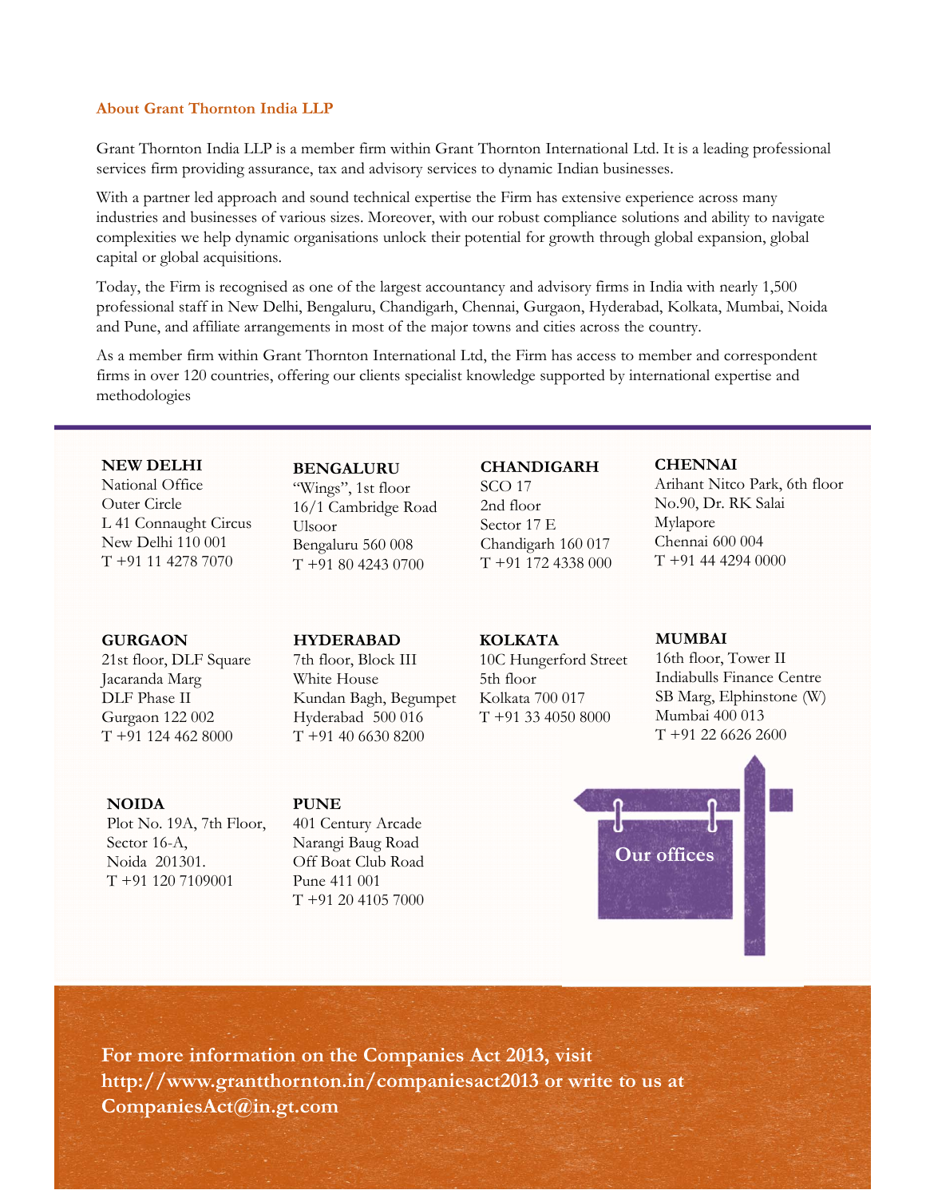## About Grant Thornton India LLP

Grant Thornton India LLP is a member firm within Grant Thornton International Ltd. It is a leading professional services firm providing assurance, tax and advisory services to dynamic Indian businesses.

With a partner led approach and sound technical expertise the Firm has extensive experience across many industries and businesses of various sizes. Moreover, with our robust compliance solutions and ability to navigate complexities we help dynamic organisations unlock their potential for growth through global expansion, global capital or global acquisitions.

Today, the Firm is recognised as one of the largest accountancy and advisory firms in India with nearly 1,500 professional staff in New Delhi, Bengaluru, Chandigarh, Chennai, Gurgaon, Hyderabad, Kolkata, Mumbai, Noida and Pune, and affiliate arrangements in most of the major towns and cities across the country.

As a member firm within Grant Thornton International Ltd, the Firm has access to member and correspondent firms in over 120 countries, offering our clients specialist knowledge supported by international expertise and methodologies

## Our offices

**NEW DELHI**
National Office
Outer Circle
L 41 Connaught Circus
New Delhi 110 001
T +91 11 4278 7070

**BENGALURU**
"Wings", 1st floor
16/1 Cambridge Road
Ulsoor
Bengaluru 560 008
T +91 80 4243 0700

**CHANDIGARH**
SCO 17
2nd floor
Sector 17 E
Chandigarh 160 017
T +91 172 4338 000

**CHENNAI**
Arihant Nitco Park, 6th floor
No.90, Dr. RK Salai
Mylapore
Chennai 600 004
T +91 44 4294 0000

**GURGAON**
21st floor, DLF Square
Jacaranda Marg
DLF Phase II
Gurgaon 122 002
T +91 124 462 8000

**HYDERABAD**
7th floor, Block III
White House
Kundan Bagh, Begumpet
Hyderabad 500 016
T +91 40 6630 8200

**KOLKATA**
10C Hungerford Street
5th floor
Kolkata 700 017
T +91 33 4050 8000

**MUMBAI**
16th floor, Tower II
Indiabulls Finance Centre
SB Marg, Elphinstone (W)
Mumbai 400 013
T +91 22 6626 2600

**NOIDA**
Plot No. 19A, 7th Floor,
Sector 16-A,
Noida 201301.
T +91 120 7109001

**PUNE**
401 Century Arcade
Narangi Baug Road
Off Boat Club Road
Pune 411 001
T +91 20 4105 7000

**For more information on the Companies Act 2013, visit http://www.grantthornton.in/companiesact2013 or write to us at CompaniesAct@in.gt.com**